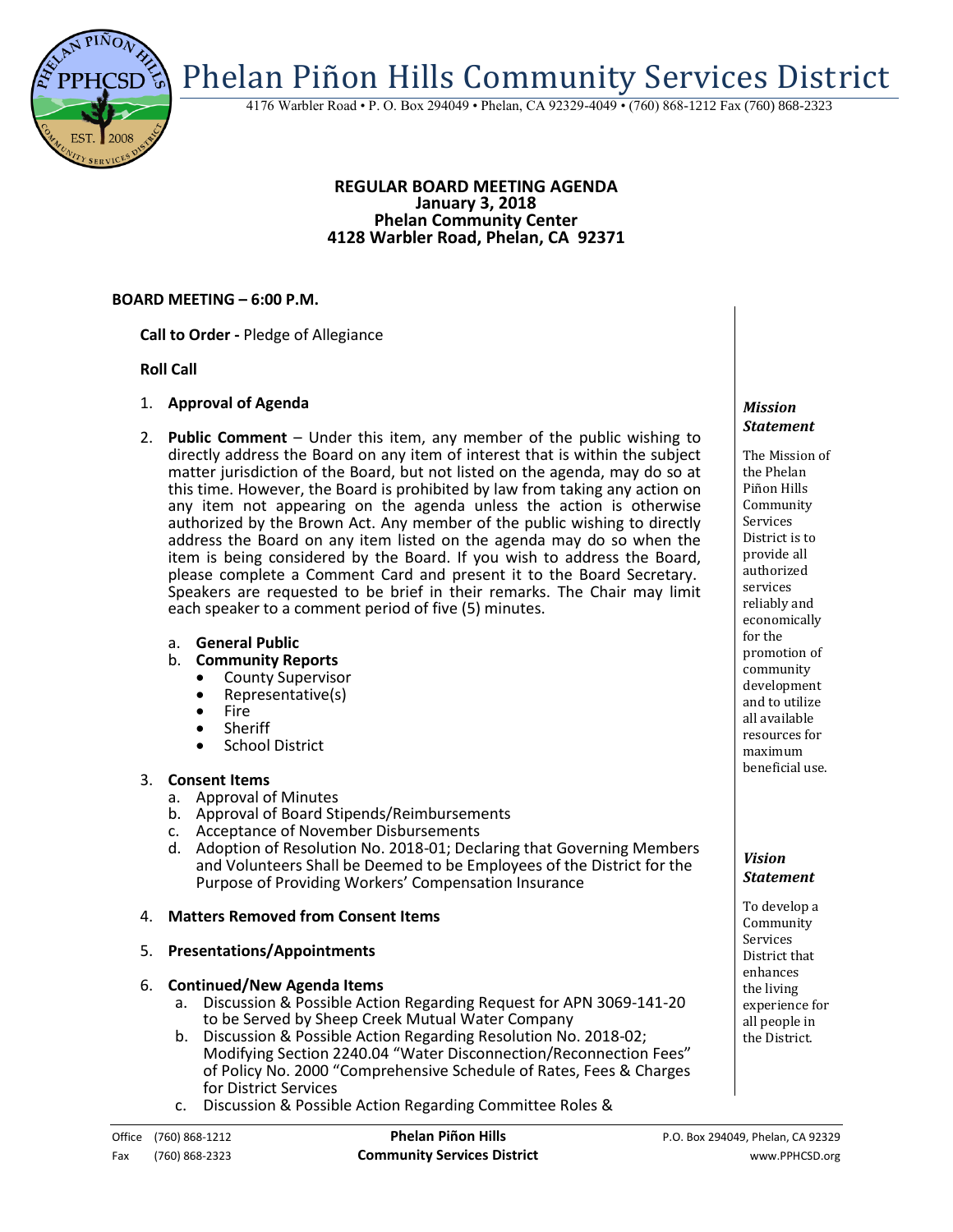# Phelan Piñon Hills Community Services District

4176 Warbler Road • P. O. Box 294049 • Phelan, CA 92329-4049 • (760) 868-1212 Fax (760) 868-2323

**REGULAR BOARD MEETING AGENDA**
**January 3, 2018**
**Phelan Community Center**
**4128 Warbler Road, Phelan, CA 92371**

**BOARD MEETING – 6:00 P.M.**

**Call to Order -** Pledge of Allegiance

**Roll Call**

1. **Approval of Agenda**

2. **Public Comment** – Under this item, any member of the public wishing to directly address the Board on any item of interest that is within the subject matter jurisdiction of the Board, but not listed on the agenda, may do so at this time. However, the Board is prohibited by law from taking any action on any item not appearing on the agenda unless the action is otherwise authorized by the Brown Act. Any member of the public wishing to directly address the Board on any item listed on the agenda may do so when the item is being considered by the Board. If you wish to address the Board, please complete a Comment Card and present it to the Board Secretary. Speakers are requested to be brief in their remarks. The Chair may limit each speaker to a comment period of five (5) minutes.

   a. **General Public**
   b. **Community Reports**
      - County Supervisor
      - Representative(s)
      - Fire
      - Sheriff
      - School District

3. **Consent Items**
   a. Approval of Minutes
   b. Approval of Board Stipends/Reimbursements
   c. Acceptance of November Disbursements
   d. Adoption of Resolution No. 2018-01; Declaring that Governing Members and Volunteers Shall be Deemed to be Employees of the District for the Purpose of Providing Workers' Compensation Insurance

4. **Matters Removed from Consent Items**

5. **Presentations/Appointments**

6. **Continued/New Agenda Items**
   a. Discussion & Possible Action Regarding Request for APN 3069-141-20 to be Served by Sheep Creek Mutual Water Company
   b. Discussion & Possible Action Regarding Resolution No. 2018-02; Modifying Section 2240.04 "Water Disconnection/Reconnection Fees" of Policy No. 2000 "Comprehensive Schedule of Rates, Fees & Charges for District Services
   c. Discussion & Possible Action Regarding Committee Roles &

***Mission Statement***

The Mission of the Phelan Piñon Hills Community Services District is to provide all authorized services reliably and economically for the promotion of community development and to utilize all available resources for maximum beneficial use.

***Vision Statement***

To develop a Community Services District that enhances the living experience for all people in the District.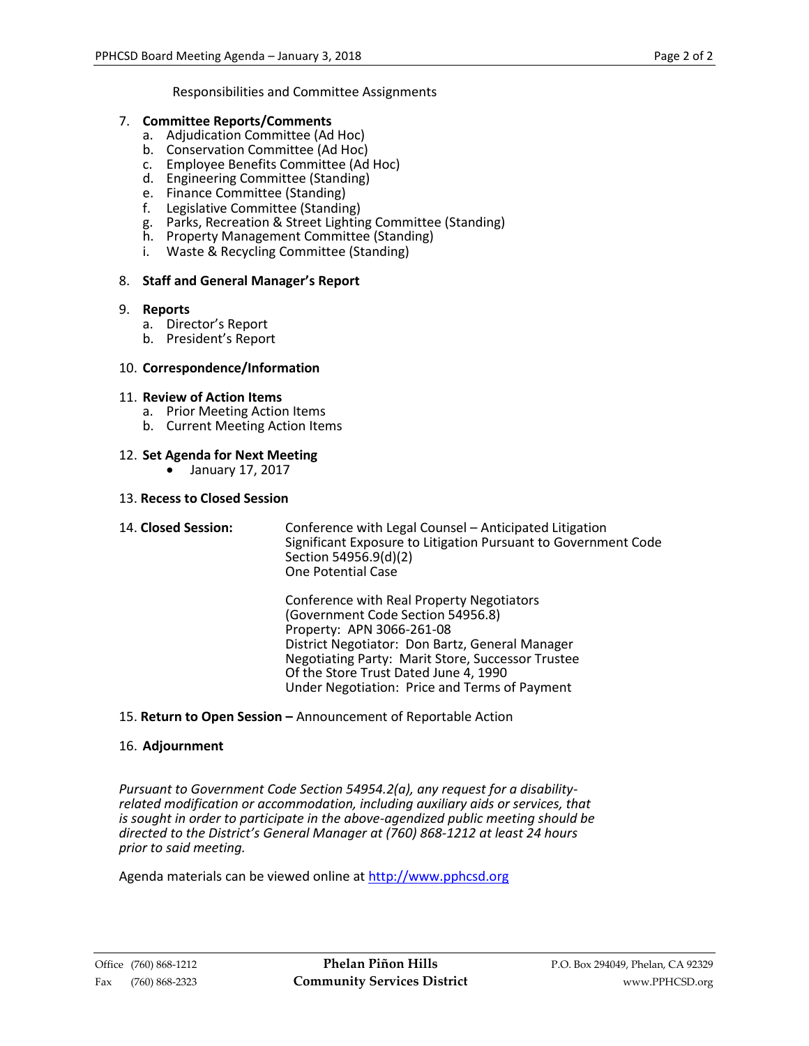Responsibilities and Committee Assignments

7. **Committee Reports/Comments**
   a. Adjudication Committee (Ad Hoc)
   b. Conservation Committee (Ad Hoc)
   c. Employee Benefits Committee (Ad Hoc)
   d. Engineering Committee (Standing)
   e. Finance Committee (Standing)
   f. Legislative Committee (Standing)
   g. Parks, Recreation & Street Lighting Committee (Standing)
   h. Property Management Committee (Standing)
   i. Waste & Recycling Committee (Standing)

8. **Staff and General Manager's Report**

9. **Reports**
   a. Director's Report
   b. President's Report

10. **Correspondence/Information**

11. **Review of Action Items**
    a. Prior Meeting Action Items
    b. Current Meeting Action Items

12. **Set Agenda for Next Meeting**
    - January 17, 2017

13. **Recess to Closed Session**

14. **Closed Session:**

    Conference with Legal Counsel – Anticipated Litigation
    Significant Exposure to Litigation Pursuant to Government Code Section 54956.9(d)(2)
    One Potential Case

    Conference with Real Property Negotiators
    (Government Code Section 54956.8)
    Property: APN 3066-261-08
    District Negotiator: Don Bartz, General Manager
    Negotiating Party: Marit Store, Successor Trustee Of the Store Trust Dated June 4, 1990
    Under Negotiation: Price and Terms of Payment

15. **Return to Open Session –** Announcement of Reportable Action

16. **Adjournment**

*Pursuant to Government Code Section 54954.2(a), any request for a disability-related modification or accommodation, including auxiliary aids or services, that is sought in order to participate in the above-agendized public meeting should be directed to the District's General Manager at (760) 868-1212 at least 24 hours prior to said meeting.*

Agenda materials can be viewed online at http://www.pphcsd.org